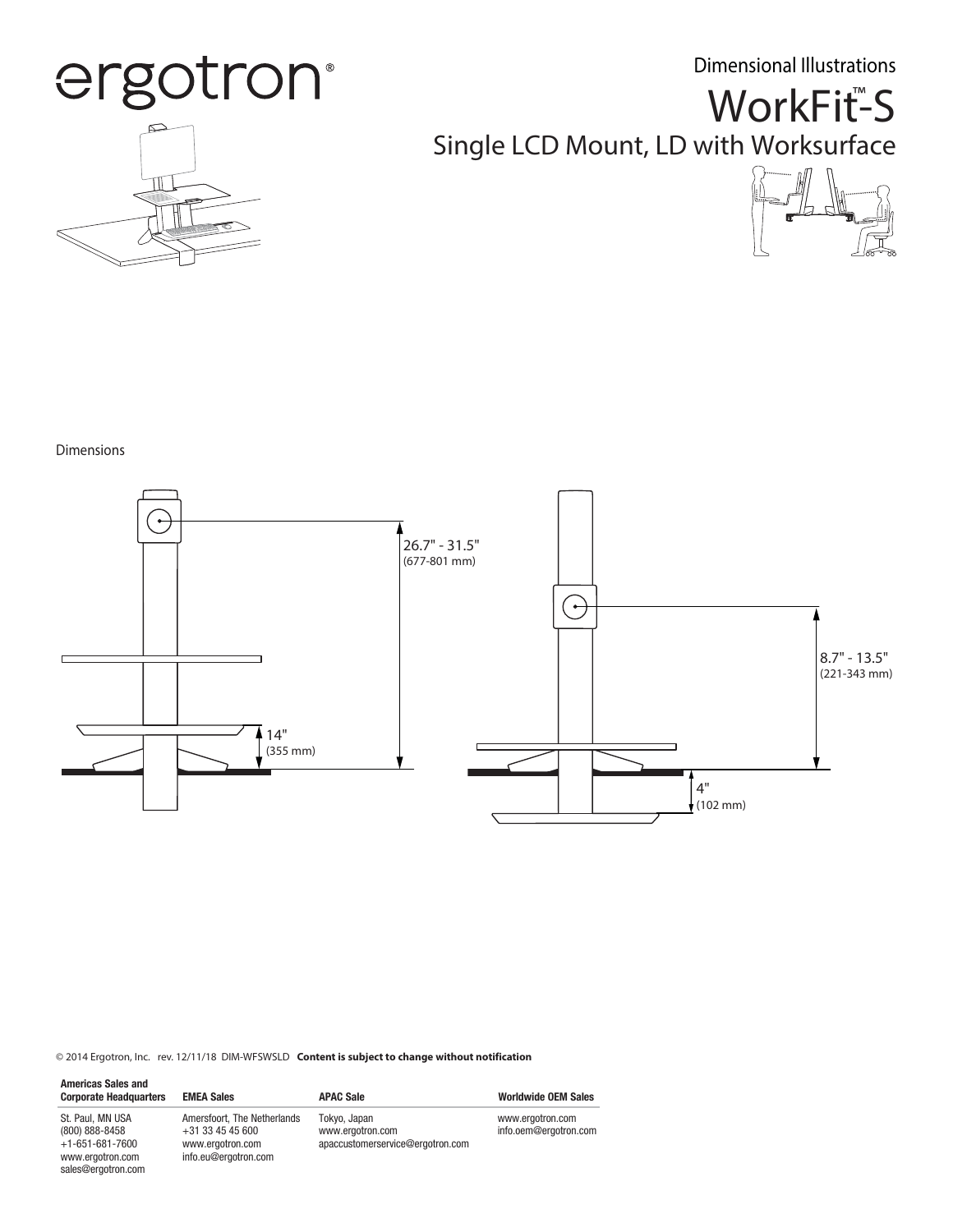ergotron®

Dimensional Illustrations

# WorkFit™-S

## Single LCD Mount, LD with Worksurface

Dimensions

26.7" - 31.5"
(677-801 mm)

14"
(355 mm)

8.7" - 13.5"
(221-343 mm)

4"
(102 mm)

© 2014 Ergotron, Inc. rev. 12/11/18 DIM-WFSWSLD **Content is subject to change without notification**

| Americas Sales and Corporate Headquarters | EMEA Sales | APAC Sale | Worldwide OEM Sales |
|---|---|---|---|
| St. Paul, MN USA<br>(800) 888-8458<br>+1-651-681-7600<br>www.ergotron.com<br>sales@ergotron.com | Amersfoort, The Netherlands<br>+31 33 45 45 600<br>www.ergotron.com<br>info.eu@ergotron.com | Tokyo, Japan<br>www.ergotron.com<br>apaccustomerservice@ergotron.com | www.ergotron.com<br>info.oem@ergotron.com |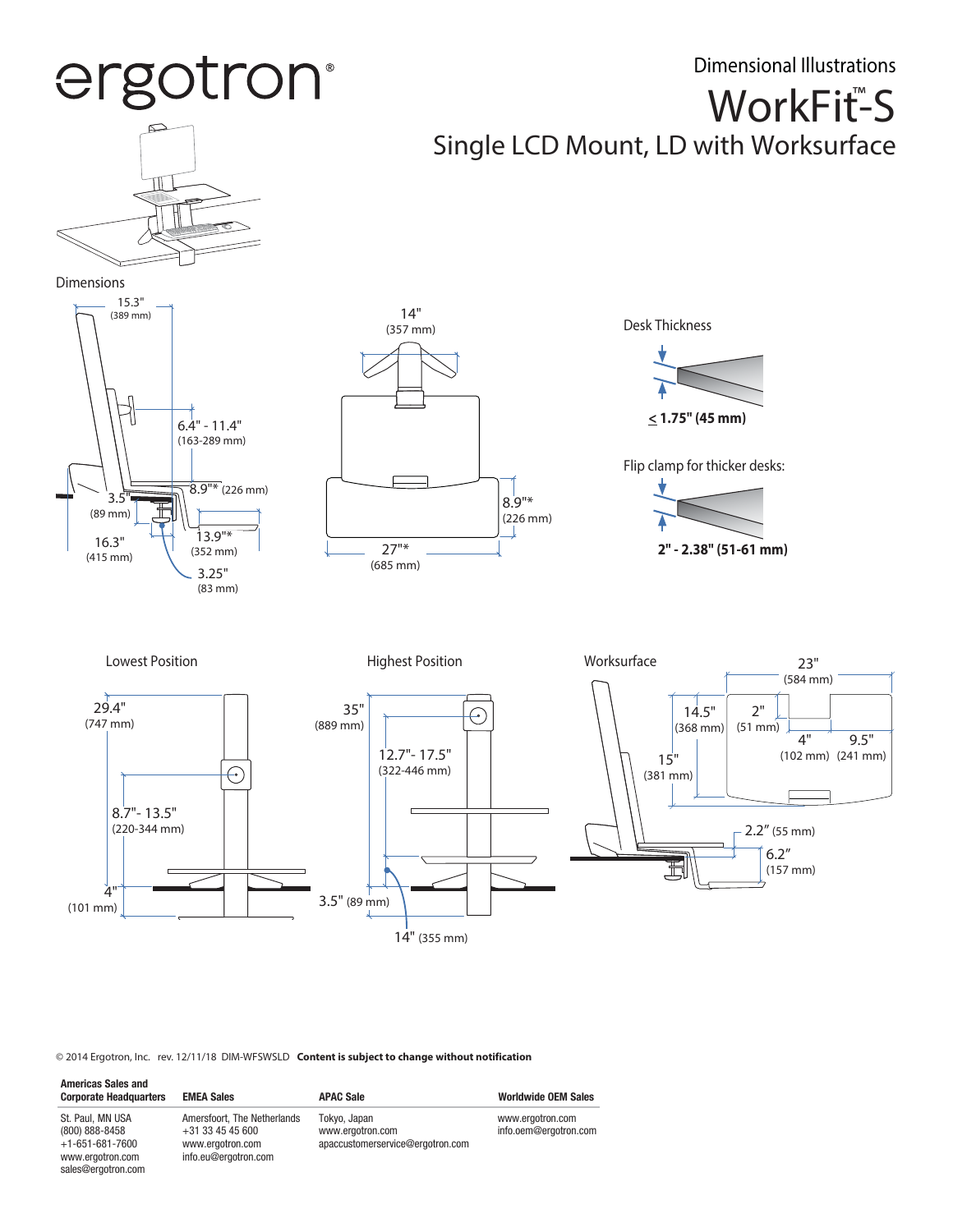# ergotron®

## Dimensional Illustrations

# WorkFit™-S

## Single LCD Mount, LD with Worksurface

### Dimensions

15.3" (389 mm)

6.4" - 11.4" (163-289 mm)

8.9"* (226 mm)

3.5" (89 mm)

16.3" (415 mm)

13.9"* (352 mm)

3.25" (83 mm)

14" (357 mm)

8.9"* (226 mm)

27"* (685 mm)

### Desk Thickness

≤ **1.75" (45 mm)**

Flip clamp for thicker desks:

**2" - 2.38" (51-61 mm)**

### Lowest Position

29.4" (747 mm)

8.7"- 13.5" (220-344 mm)

4" (101 mm)

### Highest Position

35" (889 mm)

12.7"- 17.5" (322-446 mm)

3.5" (89 mm)

14" (355 mm)

### Worksurface

23" (584 mm)

14.5" (368 mm)

2" (51 mm)

4" (102 mm)

9.5" (241 mm)

15" (381 mm)

2.2" (55 mm)

6.2" (157 mm)

© 2014 Ergotron, Inc. rev. 12/11/18 DIM-WFSWSLD **Content is subject to change without notification**

| Americas Sales and Corporate Headquarters | EMEA Sales | APAC Sale | Worldwide OEM Sales |
|---|---|---|---|
| St. Paul, MN USA<br>(800) 888-8458<br>+1-651-681-7600<br>www.ergotron.com<br>sales@ergotron.com | Amersfoort, The Netherlands<br>+31 33 45 45 600<br>www.ergotron.com<br>info.eu@ergotron.com | Tokyo, Japan<br>www.ergotron.com<br>apaccustomerservice@ergotron.com | www.ergotron.com<br>info.oem@ergotron.com |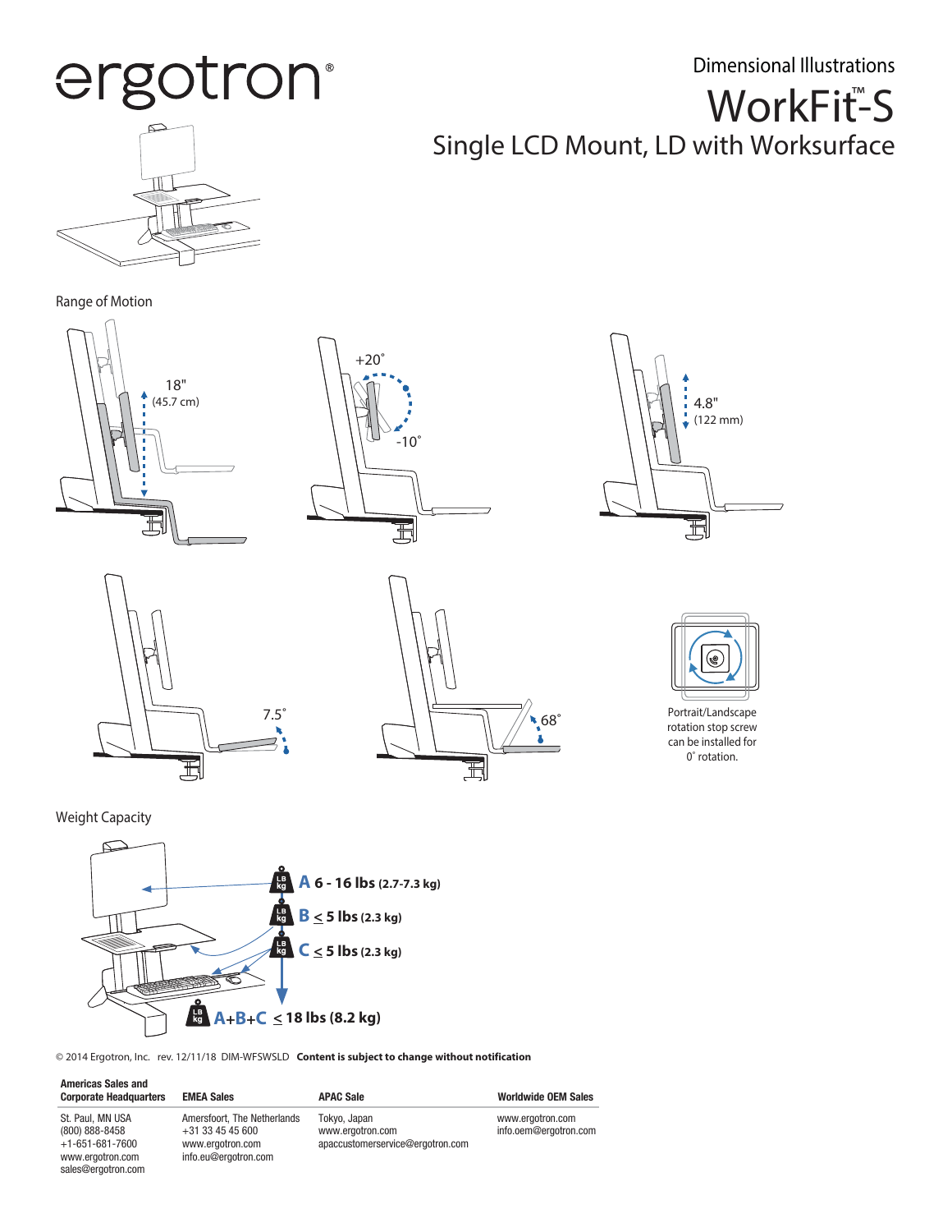# Dimensional Illustrations

# WorkFit™-S

## Single LCD Mount, LD with Worksurface

### Range of Motion

18" (45.7 cm)

+20°

-10°

4.8" (122 mm)

7.5°

68°

Portrait/Landscape rotation stop screw can be installed for 0° rotation.

### Weight Capacity

**A 6 - 16 lbs (2.7-7.3 kg)**

**B ≤ 5 lbs (2.3 kg)**

**C ≤ 5 lbs (2.3 kg)**

**A+B+C ≤ 18 lbs (8.2 kg)**

© 2014 Ergotron, Inc. rev. 12/11/18 DIM-WFSWSLD **Content is subject to change without notification**

| Americas Sales and Corporate Headquarters | EMEA Sales | APAC Sale | Worldwide OEM Sales |
|---|---|---|---|
| St. Paul, MN USA<br>(800) 888-8458<br>+1-651-681-7600<br>www.ergotron.com<br>sales@ergotron.com | Amersfoort, The Netherlands<br>+31 33 45 45 600<br>www.ergotron.com<br>info.eu@ergotron.com | Tokyo, Japan<br>www.ergotron.com<br>apaccustomerservice@ergotron.com | www.ergotron.com<br>info.oem@ergotron.com |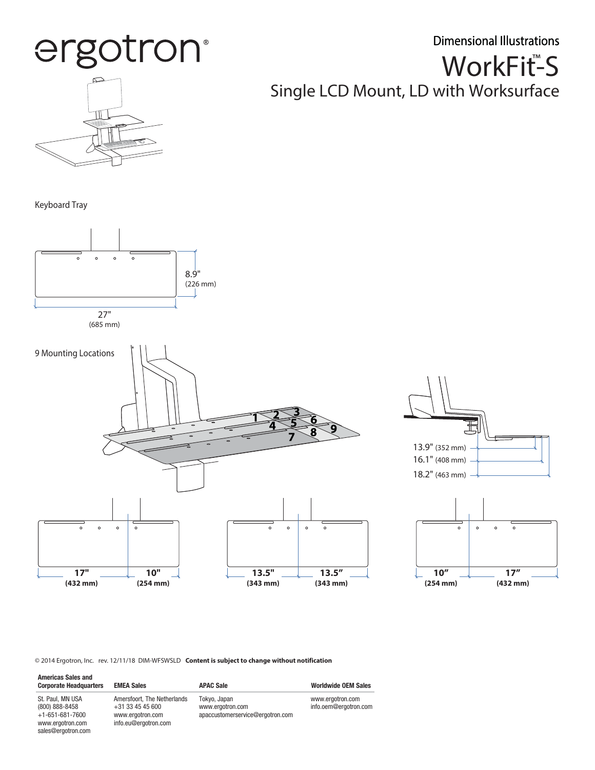# ergotron®

## Dimensional Illustrations

# WorkFit™-S

## Single LCD Mount, LD with Worksurface

Keyboard Tray

8.9" (226 mm)

27" (685 mm)

9 Mounting Locations

1 2 3 4 5 6 7 8 9

13.9" (352 mm)

16.1" (408 mm)

18.2" (463 mm)

**17"** **(432 mm)** **10"** **(254 mm)**

**13.5"** **(343 mm)** **13.5"** **(343 mm)**

**10"** **(254 mm)** **17"** **(432 mm)**

© 2014 Ergotron, Inc. rev. 12/11/18 DIM-WFSWSLD **Content is subject to change without notification**

| Americas Sales and Corporate Headquarters | EMEA Sales | APAC Sale | Worldwide OEM Sales |
| --- | --- | --- | --- |
| St. Paul, MN USA<br>(800) 888-8458<br>+1-651-681-7600<br>www.ergotron.com<br>sales@ergotron.com | Amersfoort, The Netherlands<br>+31 33 45 45 600<br>www.ergotron.com<br>info.eu@ergotron.com | Tokyo, Japan<br>www.ergotron.com<br>apaccustomerservice@ergotron.com | www.ergotron.com<br>info.oem@ergotron.com |